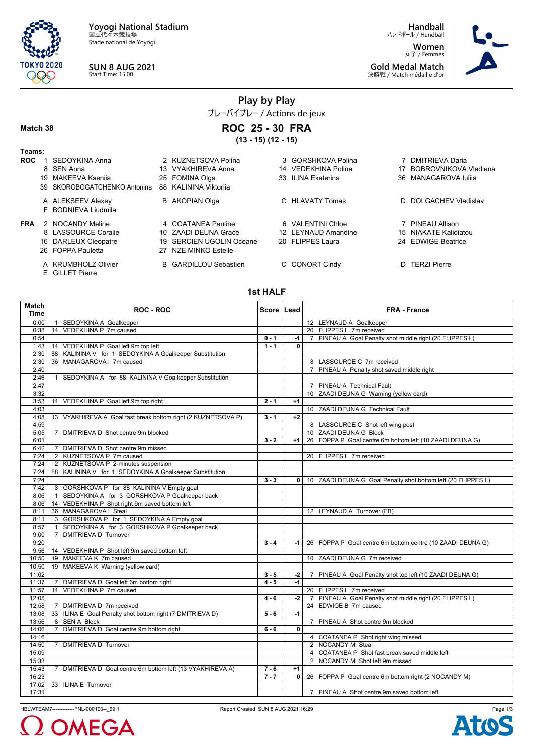Yoyogi National Stadium
国立代々木競技場
Stade national de Yoyogi

**SUN 8 AUG 2021**
Start Time: 15:00

**Handball**
ハンドボール / Handball

**Women**
女子 / Femmes

**Gold Medal Match**
決勝戦 / Match médaille d'or

# Play by Play

プレーバイプレー / Actions de jeux

**Match 38**

## ROC 25 - 30 FRA

**(13 - 15) (12 - 15)**

**Teams:**

**ROC**
1 SEDOYKINA Anna, 2 KUZNETSOVA Polina, 3 GORSHKOVA Polina, 7 DMITRIEVA Daria, 8 SEN Anna, 13 VYAKHIREVA Anna, 14 VEDEKHINA Polina, 17 BOBROVNIKOVA Vladlena, 19 MAKEEVA Kseniia, 25 FOMINA Olga, 33 ILINA Ekaterina, 36 MANAGAROVA Iuliia, 39 SKOROBOGATCHENKO Antonina, 88 KALININA Viktoriia

A ALEKSEEV Alexey, B AKOPIAN Olga, C HLAVATY Tomas, D DOLGACHEV Vladislav, F BODNIEVA Liudmila

**FRA**
2 NOCANDY Meline, 4 COATANEA Pauline, 6 VALENTINI Chloe, 7 PINEAU Allison, 8 LASSOURCE Coralie, 10 ZAADI DEUNA Grace, 12 LEYNAUD Amandine, 15 NIAKATE Kalidiatou, 16 DARLEUX Cleopatre, 19 SERCIEN UGOLIN Oceane, 20 FLIPPES Laura, 24 EDWIGE Beatrice, 26 FOPPA Pauletta, 27 NZE MINKO Estelle

A KRUMBHOLZ Olivier, B GARDILLOU Sebastien, C CONORT Cindy, D TERZI Pierre, E GILLET Pierre

### 1st HALF

| Match Time | ROC - ROC | Score | Lead | FRA - France |
|---|---|---|---|---|
| 0:00 | 1 SEDOYKINA A Goalkeeper | | | 12 LEYNAUD A Goalkeeper |
| 0:38 | 14 VEDEKHINA P 7m caused | | | 20 FLIPPES L 7m received |
| 0:54 | | 0 - 1 | -1 | 7 PINEAU A Goal Penalty shot middle right (20 FLIPPES L) |
| 1:43 | 14 VEDEKHINA P Goal left 9m top left | 1 - 1 | 0 | |
| 2:30 | 88 KALININA V for 1 SEDOYKINA A Goalkeeper Substitution | | | |
| 2:30 | 36 MANAGAROVA I 7m caused | | | 8 LASSOURCE C 7m received |
| 2:40 | | | | 7 PINEAU A Penalty shot saved middle right |
| 2:46 | 1 SEDOYKINA A for 88 KALININA V Goalkeeper Substitution | | | |
| 2:47 | | | | 7 PINEAU A Technical Fault |
| 3:32 | | | | 10 ZAADI DEUNA G Warning (yellow card) |
| 3:53 | 14 VEDEKHINA P Goal left 9m top right | 2 - 1 | +1 | |
| 4:03 | | | | 10 ZAADI DEUNA G Technical Fault |
| 4:08 | 13 VYAKHIREVA A Goal fast break bottom right (2 KUZNETSOVA P) | 3 - 1 | +2 | |
| 4:59 | | | | 8 LASSOURCE C Shot left wing post |
| 5:05 | 7 DMITRIEVA D Shot centre 9m blocked | | | 10 ZAADI DEUNA G Block |
| 6:01 | | 3 - 2 | +1 | 26 FOPPA P Goal centre 6m bottom left (10 ZAADI DEUNA G) |
| 6:42 | 7 DMITRIEVA D Shot centre 9m missed | | | |
| 7:24 | 2 KUZNETSOVA P 7m caused | | | 20 FLIPPES L 7m received |
| 7:24 | 2 KUZNETSOVA P 2-minutes suspension | | | |
| 7:24 | 88 KALININA V for 1 SEDOYKINA A Goalkeeper Substitution | | | |
| 7:24 | | 3 - 3 | 0 | 10 ZAADI DEUNA G Goal Penalty shot bottom left (20 FLIPPES L) |
| 7:42 | 3 GORSHKOVA P for 88 KALININA V Empty goal | | | |
| 8:06 | 1 SEDOYKINA A for 3 GORSHKOVA P Goalkeeper back | | | |
| 8:06 | 14 VEDEKHINA P Shot right 9m saved bottom left | | | |
| 8:11 | 36 MANAGAROVA I Steal | | | 12 LEYNAUD A Turnover (FB) |
| 8:11 | 3 GORSHKOVA P for 1 SEDOYKINA A Empty goal | | | |
| 8:57 | 1 SEDOYKINA A for 3 GORSHKOVA P Goalkeeper back | | | |
| 9:00 | 7 DMITRIEVA D Turnover | | | |
| 9:20 | | 3 - 4 | -1 | 26 FOPPA P Goal centre 6m bottom centre (10 ZAADI DEUNA G) |
| 9:56 | 14 VEDEKHINA P Shot left 9m saved bottom left | | | |
| 10:50 | 19 MAKEEVA K 7m caused | | | 10 ZAADI DEUNA G 7m received |
| 10:50 | 19 MAKEEVA K Warning (yellow card) | | | |
| 11:02 | | 3 - 5 | -2 | 7 PINEAU A Goal Penalty shot top left (10 ZAADI DEUNA G) |
| 11:37 | 7 DMITRIEVA D Goal left 6m bottom right | 4 - 5 | -1 | |
| 11:57 | 14 VEDEKHINA P 7m caused | | | 20 FLIPPES L 7m received |
| 12:05 | | 4 - 6 | -2 | 7 PINEAU A Goal Penalty shot middle right (20 FLIPPES L) |
| 12:58 | 7 DMITRIEVA D 7m received | | | 24 EDWIGE B 7m caused |
| 13:08 | 33 ILINA E Goal Penalty shot bottom right (7 DMITRIEVA D) | 5 - 6 | -1 | |
| 13:56 | 8 SEN A Block | | | 7 PINEAU A Shot centre 9m blocked |
| 14:06 | 7 DMITRIEVA D Goal centre 9m bottom right | 6 - 6 | 0 | |
| 14:16 | | | | 4 COATANEA P Shot right wing missed |
| 14:50 | 7 DMITRIEVA D Turnover | | | 2 NOCANDY M Steal |
| 15:09 | | | | 4 COATANEA P Shot fast break saved middle left |
| 15:33 | | | | 2 NOCANDY M Shot left 9m missed |
| 15:43 | 7 DMITRIEVA D Goal centre 6m bottom left (13 VYAKHIREVA A) | 7 - 6 | +1 | |
| 16:23 | | 7 - 7 | 0 | 26 FOPPA P Goal centre 6m bottom right (2 NOCANDY M) |
| 17:02 | 33 ILINA E Turnover | | | |
| 17:31 | | | | 7 PINEAU A Shot centre 9m saved bottom left |

HBLWTEAM7--------------FNL-000100--_69 1 Report Created SUN 8 AUG 2021 16:29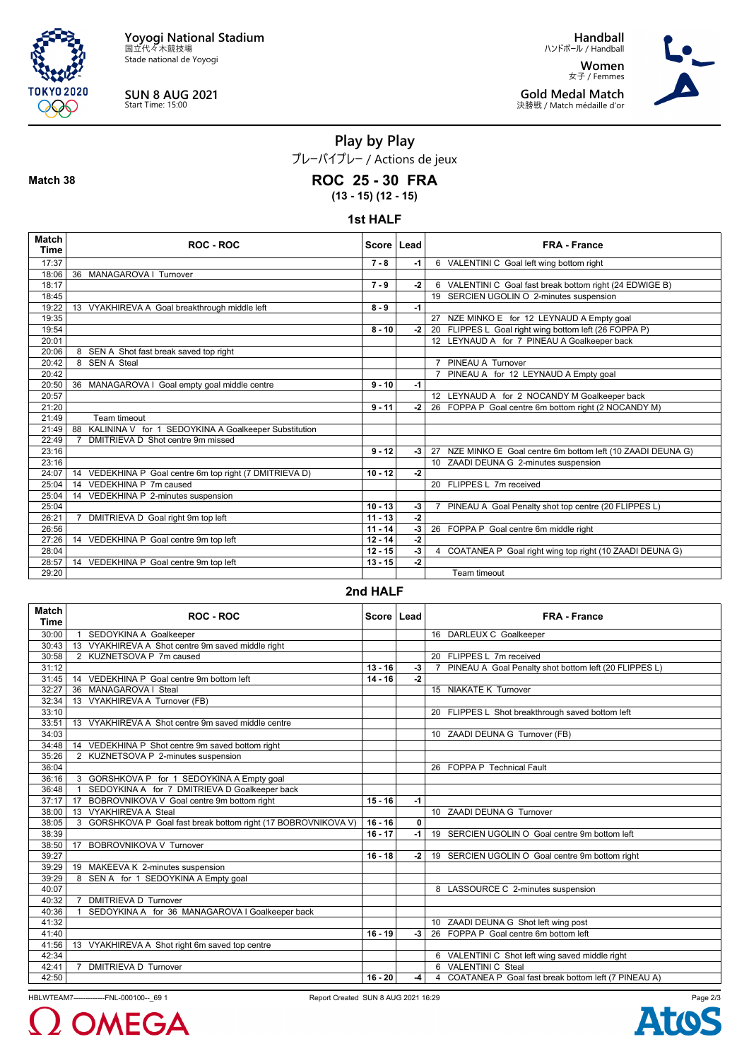Yoyogi National Stadium
国立代々木競技場
Stade national de Yoyogi

SUN 8 AUG 2021
Start Time: 15:00

Handball
ハンドボール / Handball

Women
女子 / Femmes

Gold Medal Match
決勝戦 / Match médaille d'or

# Play by Play

プレーバイプレー / Actions de jeux

**Match 38**

## ROC 25 - 30 FRA

**(13 - 15) (12 - 15)**

### 1st HALF

| Match Time | ROC - ROC | Score | Lead | FRA - France |
|---|---|---|---|---|
| 17:37 | | 7 - 8 | -1 | 6 VALENTINI C Goal left wing bottom right |
| 18:06 | 36 MANAGAROVA I Turnover | | | |
| 18:17 | | 7 - 9 | -2 | 6 VALENTINI C Goal fast break bottom right (24 EDWIGE B) |
| 18:45 | | | | 19 SERCIEN UGOLIN O 2-minutes suspension |
| 19:22 | 13 VYAKHIREVA A Goal breakthrough middle left | 8 - 9 | -1 | |
| 19:35 | | | | 27 NZE MINKO E for 12 LEYNAUD A Empty goal |
| 19:54 | | 8 - 10 | -2 | 20 FLIPPES L Goal right wing bottom left (26 FOPPA P) |
| 20:01 | | | | 12 LEYNAUD A for 7 PINEAU A Goalkeeper back |
| 20:06 | 8 SEN A Shot fast break saved top right | | | |
| 20:42 | 8 SEN A Steal | | | 7 PINEAU A Turnover |
| 20:42 | | | | 7 PINEAU A for 12 LEYNAUD A Empty goal |
| 20:50 | 36 MANAGAROVA I Goal empty goal middle centre | 9 - 10 | -1 | |
| 20:57 | | | | 12 LEYNAUD A for 2 NOCANDY M Goalkeeper back |
| 21:20 | | 9 - 11 | -2 | 26 FOPPA P Goal centre 6m bottom right (2 NOCANDY M) |
| 21:49 | Team timeout | | | |
| 21:49 | 88 KALININA V for 1 SEDOYKINA A Goalkeeper Substitution | | | |
| 22:49 | 7 DMITRIEVA D Shot centre 9m missed | | | |
| 23:16 | | 9 - 12 | -3 | 27 NZE MINKO E Goal centre 6m bottom left (10 ZAADI DEUNA G) |
| 23:16 | | | | 10 ZAADI DEUNA G 2-minutes suspension |
| 24:07 | 14 VEDEKHINA P Goal centre 6m top right (7 DMITRIEVA D) | 10 - 12 | -2 | |
| 25:04 | 14 VEDEKHINA P 7m caused | | | 20 FLIPPES L 7m received |
| 25:04 | 14 VEDEKHINA P 2-minutes suspension | | | |
| 25:04 | | 10 - 13 | -3 | 7 PINEAU A Goal Penalty shot top centre (20 FLIPPES L) |
| 26:21 | 7 DMITRIEVA D Goal right 9m top left | 11 - 13 | -2 | |
| 26:56 | | 11 - 14 | -3 | 26 FOPPA P Goal centre 6m middle right |
| 27:26 | 14 VEDEKHINA P Goal centre 9m top left | 12 - 14 | -2 | |
| 28:04 | | 12 - 15 | -3 | 4 COATANEA P Goal right wing top right (10 ZAADI DEUNA G) |
| 28:57 | 14 VEDEKHINA P Goal centre 9m top left | 13 - 15 | -2 | |
| 29:20 | | | | Team timeout |

### 2nd HALF

| Match Time | ROC - ROC | Score | Lead | FRA - France |
|---|---|---|---|---|
| 30:00 | 1 SEDOYKINA A Goalkeeper | | | 16 DARLEUX C Goalkeeper |
| 30:43 | 13 VYAKHIREVA A Shot centre 9m saved middle right | | | |
| 30:58 | 2 KUZNETSOVA P 7m caused | | | 20 FLIPPES L 7m received |
| 31:12 | | 13 - 16 | -3 | 7 PINEAU A Goal Penalty shot bottom left (20 FLIPPES L) |
| 31:45 | 14 VEDEKHINA P Goal centre 9m bottom left | 14 - 16 | -2 | |
| 32:27 | 36 MANAGAROVA I Steal | | | 15 NIAKATE K Turnover |
| 32:34 | 13 VYAKHIREVA A Turnover (FB) | | | |
| 33:10 | | | | 20 FLIPPES L Shot breakthrough saved bottom left |
| 33:51 | 13 VYAKHIREVA A Shot centre 9m saved middle centre | | | |
| 34:03 | | | | 10 ZAADI DEUNA G Turnover (FB) |
| 34:48 | 14 VEDEKHINA P Shot centre 9m saved bottom right | | | |
| 35:26 | 2 KUZNETSOVA P 2-minutes suspension | | | |
| 36:04 | | | | 26 FOPPA P Technical Fault |
| 36:16 | 3 GORSHKOVA P for 1 SEDOYKINA A Empty goal | | | |
| 36:48 | 1 SEDOYKINA A for 7 DMITRIEVA D Goalkeeper back | | | |
| 37:17 | 17 BOBROVNIKOVA V Goal centre 9m bottom right | 15 - 16 | -1 | |
| 38:00 | 13 VYAKHIREVA A Steal | | | 10 ZAADI DEUNA G Turnover |
| 38:05 | 3 GORSHKOVA P Goal fast break bottom right (17 BOBROVNIKOVA V) | 16 - 16 | 0 | |
| 38:39 | | 16 - 17 | -1 | 19 SERCIEN UGOLIN O Goal centre 9m bottom left |
| 38:50 | 17 BOBROVNIKOVA V Turnover | | | |
| 39:27 | | 16 - 18 | -2 | 19 SERCIEN UGOLIN O Goal centre 9m bottom right |
| 39:29 | 19 MAKEEVA K 2-minutes suspension | | | |
| 39:29 | 8 SEN A for 1 SEDOYKINA A Empty goal | | | |
| 40:07 | | | | 8 LASSOURCE C 2-minutes suspension |
| 40:32 | 7 DMITRIEVA D Turnover | | | |
| 40:36 | 1 SEDOYKINA A for 36 MANAGAROVA I Goalkeeper back | | | |
| 41:32 | | | | 10 ZAADI DEUNA G Shot left wing post |
| 41:40 | | 16 - 19 | -3 | 26 FOPPA P Goal centre 6m bottom left |
| 41:56 | 13 VYAKHIREVA A Shot right 6m saved top centre | | | |
| 42:34 | | | | 6 VALENTINI C Shot left wing saved middle right |
| 42:41 | 7 DMITRIEVA D Turnover | | | 6 VALENTINI C Steal |
| 42:50 | | 16 - 20 | -4 | 4 COATANEA P Goal fast break bottom left (7 PINEAU A) |

HBLWTEAM7-------------FNL-000100--_69 1 Report Created SUN 8 AUG 2021 16:29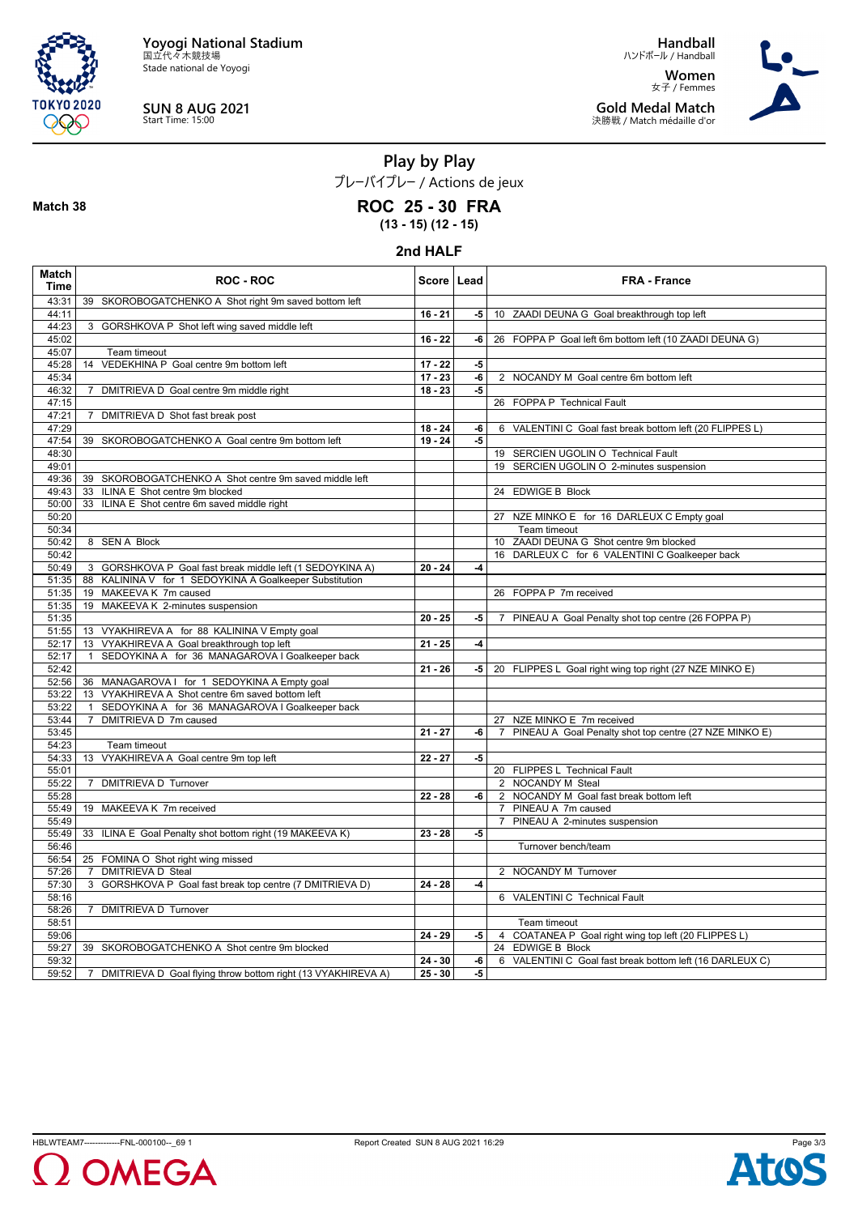Yoyogi National Stadium
国立代々木競技場
Stade national de Yoyogi

SUN 8 AUG 2021
Start Time: 15:00

Handball
ハンドボール / Handball

Women
女子 / Femmes

Gold Medal Match
決勝戦 / Match médaille d'or

# Play by Play

プレーバイプレー / Actions de jeux

**Match 38**

## ROC 25 - 30 FRA

**(13 - 15) (12 - 15)**

### 2nd HALF

| Match Time | ROC - ROC | Score | Lead | FRA - France |
|---|---|---|---|---|
| 43:31 | 39 SKOROBOGATCHENKO A Shot right 9m saved bottom left | | | |
| 44:11 | | 16 - 21 | -5 | 10 ZAADI DEUNA G Goal breakthrough top left |
| 44:23 | 3 GORSHKOVA P Shot left wing saved middle left | | | |
| 45:02 | | 16 - 22 | -6 | 26 FOPPA P Goal left 6m bottom left (10 ZAADI DEUNA G) |
| 45:07 | Team timeout | | | |
| 45:28 | 14 VEDEKHINA P Goal centre 9m bottom left | 17 - 22 | -5 | |
| 45:34 | | 17 - 23 | -6 | 2 NOCANDY M Goal centre 6m bottom left |
| 46:32 | 7 DMITRIEVA D Goal centre 9m middle right | 18 - 23 | -5 | |
| 47:15 | | | | 26 FOPPA P Technical Fault |
| 47:21 | 7 DMITRIEVA D Shot fast break post | | | |
| 47:29 | | 18 - 24 | -6 | 6 VALENTINI C Goal fast break bottom left (20 FLIPPES L) |
| 47:54 | 39 SKOROBOGATCHENKO A Goal centre 9m bottom left | 19 - 24 | -5 | |
| 48:30 | | | | 19 SERCIEN UGOLIN O Technical Fault |
| 49:01 | | | | 19 SERCIEN UGOLIN O 2-minutes suspension |
| 49:36 | 39 SKOROBOGATCHENKO A Shot centre 9m saved middle left | | | |
| 49:43 | 33 ILINA E Shot centre 9m blocked | | | 24 EDWIGE B Block |
| 50:00 | 33 ILINA E Shot centre 6m saved middle right | | | |
| 50:20 | | | | 27 NZE MINKO E for 16 DARLEUX C Empty goal |
| 50:34 | | | | Team timeout |
| 50:42 | 8 SEN A Block | | | 10 ZAADI DEUNA G Shot centre 9m blocked |
| 50:42 | | | | 16 DARLEUX C for 6 VALENTINI C Goalkeeper back |
| 50:49 | 3 GORSHKOVA P Goal fast break middle left (1 SEDOYKINA A) | 20 - 24 | -4 | |
| 51:35 | 88 KALININA V for 1 SEDOYKINA A Goalkeeper Substitution | | | |
| 51:35 | 19 MAKEEVA K 7m caused | | | 26 FOPPA P 7m received |
| 51:35 | 19 MAKEEVA K 2-minutes suspension | | | |
| 51:35 | | 20 - 25 | -5 | 7 PINEAU A Goal Penalty shot top centre (26 FOPPA P) |
| 51:55 | 13 VYAKHIREVA A for 88 KALININA V Empty goal | | | |
| 52:17 | 13 VYAKHIREVA A Goal breakthrough top left | 21 - 25 | -4 | |
| 52:17 | 1 SEDOYKINA A for 36 MANAGAROVA I Goalkeeper back | | | |
| 52:42 | | 21 - 26 | -5 | 20 FLIPPES L Goal right wing top right (27 NZE MINKO E) |
| 52:56 | 36 MANAGAROVA I for 1 SEDOYKINA A Empty goal | | | |
| 53:22 | 13 VYAKHIREVA A Shot centre 6m saved bottom left | | | |
| 53:22 | 1 SEDOYKINA A for 36 MANAGAROVA I Goalkeeper back | | | |
| 53:44 | 7 DMITRIEVA D 7m caused | | | 27 NZE MINKO E 7m received |
| 53:45 | | 21 - 27 | -6 | 7 PINEAU A Goal Penalty shot top centre (27 NZE MINKO E) |
| 54:23 | Team timeout | | | |
| 54:33 | 13 VYAKHIREVA A Goal centre 9m top left | 22 - 27 | -5 | |
| 55:01 | | | | 20 FLIPPES L Technical Fault |
| 55:22 | 7 DMITRIEVA D Turnover | | | 2 NOCANDY M Steal |
| 55:28 | | 22 - 28 | -6 | 2 NOCANDY M Goal fast break bottom left |
| 55:49 | 19 MAKEEVA K 7m received | | | 7 PINEAU A 7m caused |
| 55:49 | | | | 7 PINEAU A 2-minutes suspension |
| 55:49 | 33 ILINA E Goal Penalty shot bottom right (19 MAKEEVA K) | 23 - 28 | -5 | |
| 56:46 | | | | Turnover bench/team |
| 56:54 | 25 FOMINA O Shot right wing missed | | | |
| 57:26 | 7 DMITRIEVA D Steal | | | 2 NOCANDY M Turnover |
| 57:30 | 3 GORSHKOVA P Goal fast break top centre (7 DMITRIEVA D) | 24 - 28 | -4 | |
| 58:16 | | | | 6 VALENTINI C Technical Fault |
| 58:26 | 7 DMITRIEVA D Turnover | | | |
| 58:51 | | | | Team timeout |
| 59:06 | | 24 - 29 | -5 | 4 COATANEA P Goal right wing top left (20 FLIPPES L) |
| 59:27 | 39 SKOROBOGATCHENKO A Shot centre 9m blocked | | | 24 EDWIGE B Block |
| 59:32 | | 24 - 30 | -6 | 6 VALENTINI C Goal fast break bottom left (16 DARLEUX C) |
| 59:52 | 7 DMITRIEVA D Goal flying throw bottom right (13 VYAKHIREVA A) | 25 - 30 | -5 | |

HBLWTEAM7-------------FNL-000100--_69 1    Report Created SUN 8 AUG 2021 16:29